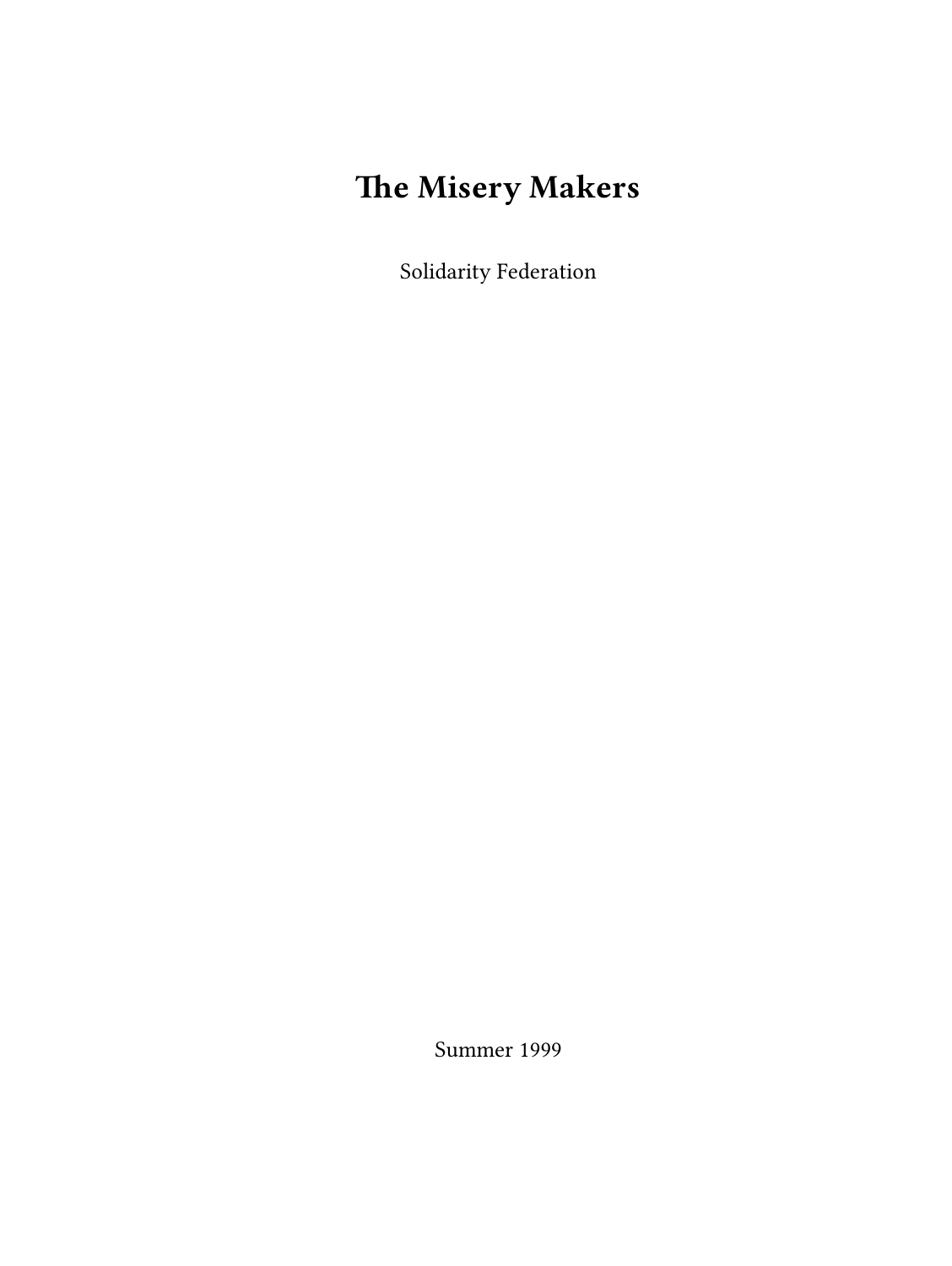# The Misery Makers

Solidarity Federation

Summer 1999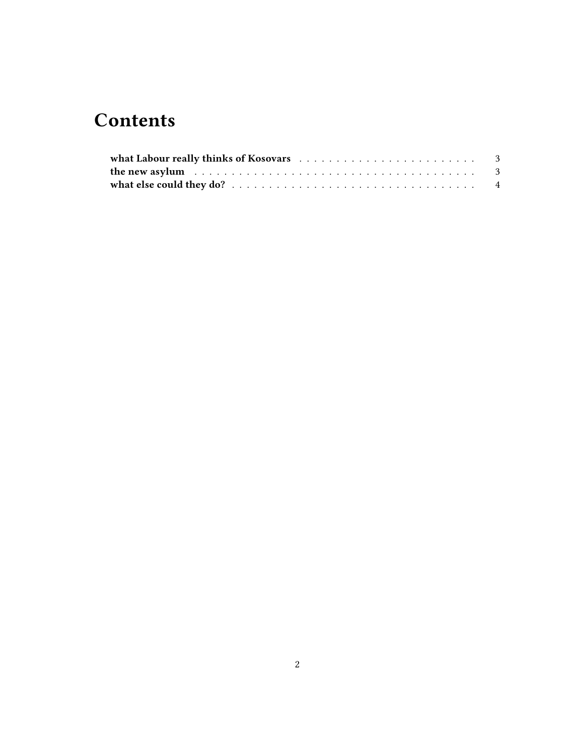# Contents

- **what Labour really thinks of Kosovars** . . . . . 3
- **the new asylum** . . . . . 3
- **what else could they do?** . . . . . 4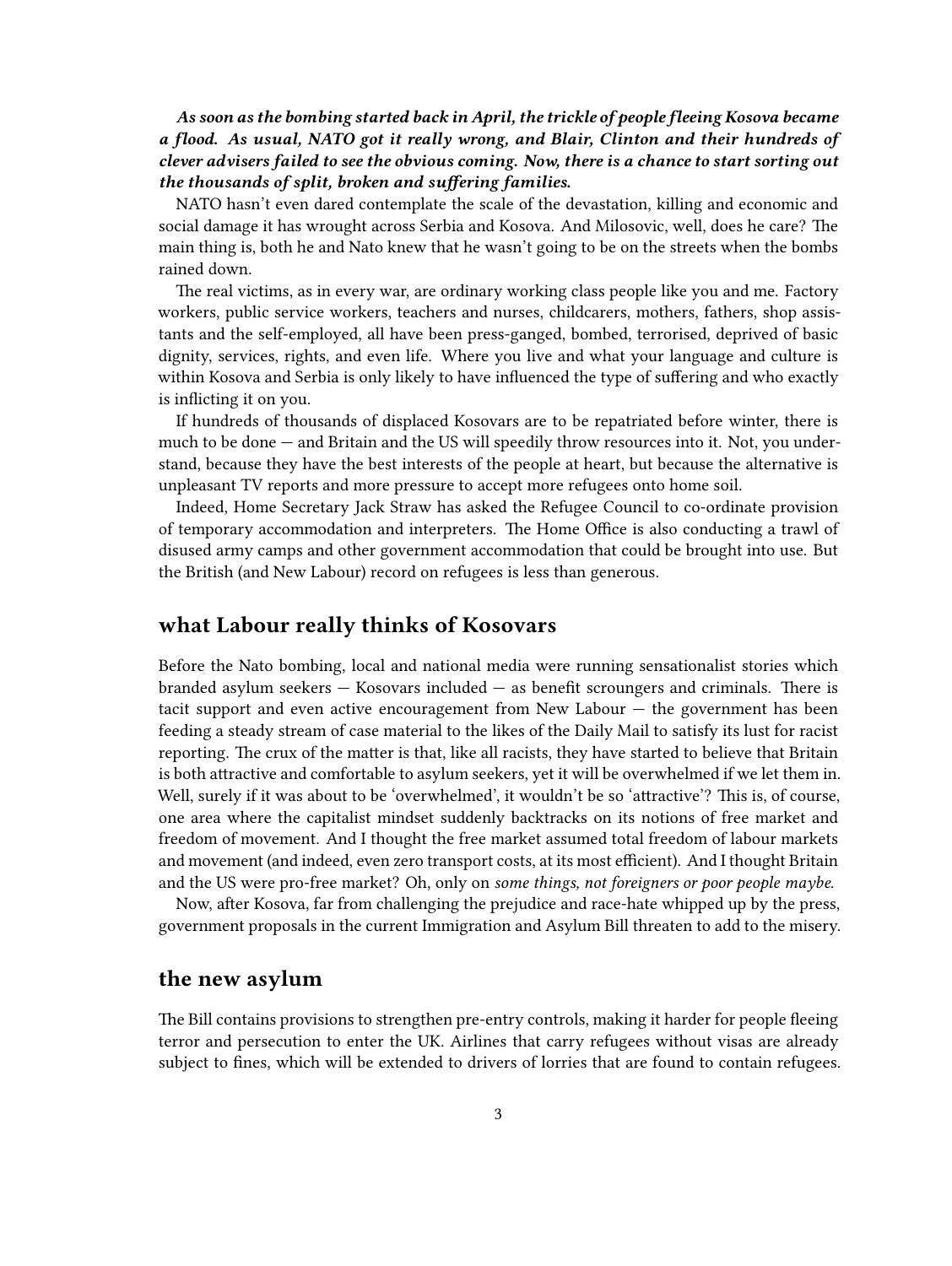***As soon as the bombing started back in April, the trickle of people fleeing Kosova became a flood. As usual, NATO got it really wrong, and Blair, Clinton and their hundreds of clever advisers failed to see the obvious coming. Now, there is a chance to start sorting out the thousands of split, broken and suffering families.***

NATO hasn't even dared contemplate the scale of the devastation, killing and economic and social damage it has wrought across Serbia and Kosova. And Milosovic, well, does he care? The main thing is, both he and Nato knew that he wasn't going to be on the streets when the bombs rained down.

The real victims, as in every war, are ordinary working class people like you and me. Factory workers, public service workers, teachers and nurses, childcarers, mothers, fathers, shop assistants and the self-employed, all have been press-ganged, bombed, terrorised, deprived of basic dignity, services, rights, and even life. Where you live and what your language and culture is within Kosova and Serbia is only likely to have influenced the type of suffering and who exactly is inflicting it on you.

If hundreds of thousands of displaced Kosovars are to be repatriated before winter, there is much to be done — and Britain and the US will speedily throw resources into it. Not, you understand, because they have the best interests of the people at heart, but because the alternative is unpleasant TV reports and more pressure to accept more refugees onto home soil.

Indeed, Home Secretary Jack Straw has asked the Refugee Council to co-ordinate provision of temporary accommodation and interpreters. The Home Office is also conducting a trawl of disused army camps and other government accommodation that could be brought into use. But the British (and New Labour) record on refugees is less than generous.

## what Labour really thinks of Kosovars

Before the Nato bombing, local and national media were running sensationalist stories which branded asylum seekers — Kosovars included — as benefit scroungers and criminals. There is tacit support and even active encouragement from New Labour — the government has been feeding a steady stream of case material to the likes of the Daily Mail to satisfy its lust for racist reporting. The crux of the matter is that, like all racists, they have started to believe that Britain is both attractive and comfortable to asylum seekers, yet it will be overwhelmed if we let them in. Well, surely if it was about to be 'overwhelmed', it wouldn't be so 'attractive'? This is, of course, one area where the capitalist mindset suddenly backtracks on its notions of free market and freedom of movement. And I thought the free market assumed total freedom of labour markets and movement (and indeed, even zero transport costs, at its most efficient). And I thought Britain and the US were pro-free market? Oh, only on *some things, not foreigners or poor people maybe.*

Now, after Kosova, far from challenging the prejudice and race-hate whipped up by the press, government proposals in the current Immigration and Asylum Bill threaten to add to the misery.

## the new asylum

The Bill contains provisions to strengthen pre-entry controls, making it harder for people fleeing terror and persecution to enter the UK. Airlines that carry refugees without visas are already subject to fines, which will be extended to drivers of lorries that are found to contain refugees.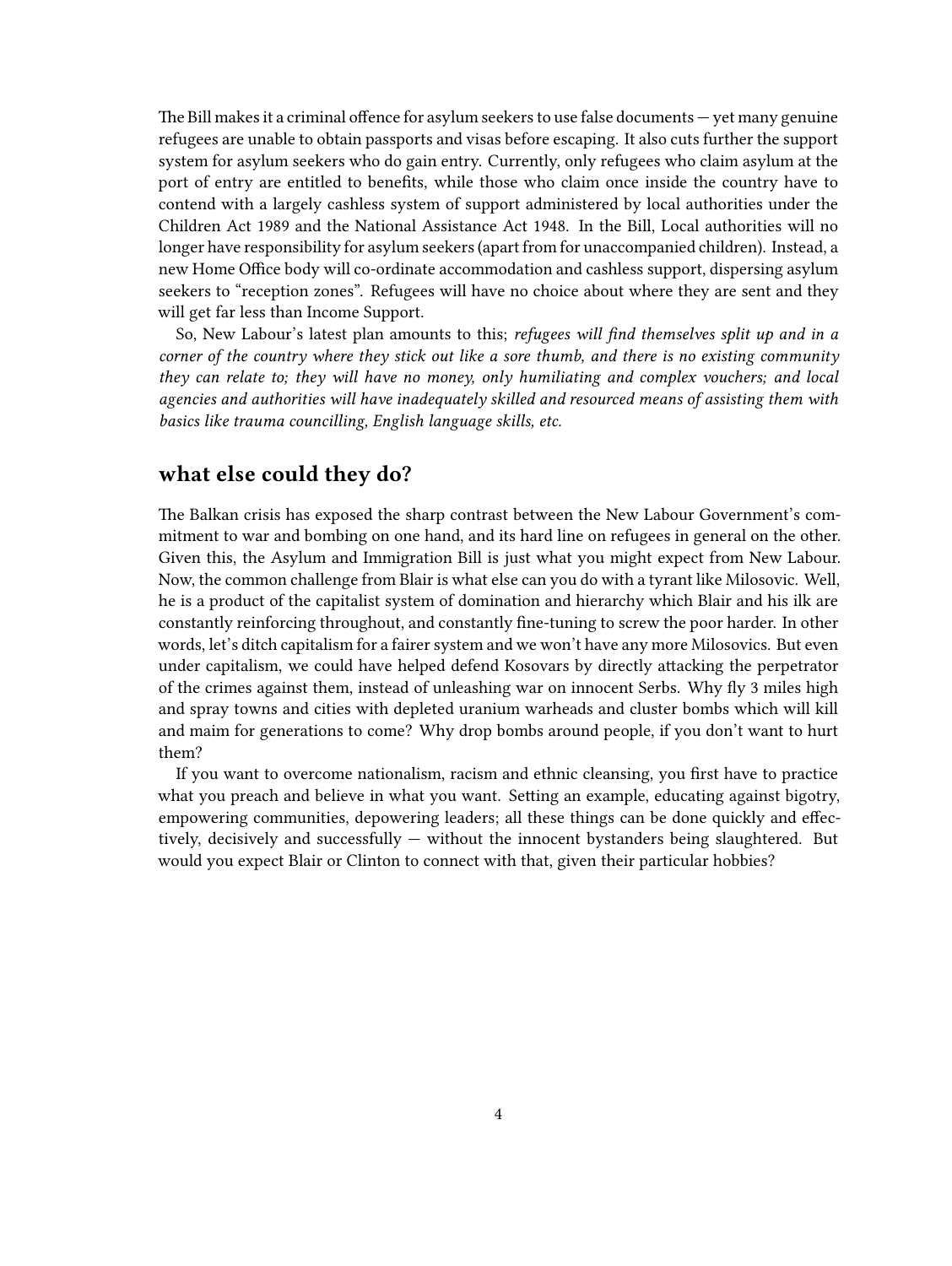The Bill makes it a criminal offence for asylum seekers to use false documents — yet many genuine refugees are unable to obtain passports and visas before escaping. It also cuts further the support system for asylum seekers who do gain entry. Currently, only refugees who claim asylum at the port of entry are entitled to benefits, while those who claim once inside the country have to contend with a largely cashless system of support administered by local authorities under the Children Act 1989 and the National Assistance Act 1948. In the Bill, Local authorities will no longer have responsibility for asylum seekers (apart from for unaccompanied children). Instead, a new Home Office body will co-ordinate accommodation and cashless support, dispersing asylum seekers to "reception zones". Refugees will have no choice about where they are sent and they will get far less than Income Support.

So, New Labour's latest plan amounts to this; *refugees will find themselves split up and in a corner of the country where they stick out like a sore thumb, and there is no existing community they can relate to; they will have no money, only humiliating and complex vouchers; and local agencies and authorities will have inadequately skilled and resourced means of assisting them with basics like trauma councilling, English language skills, etc.*

## what else could they do?

The Balkan crisis has exposed the sharp contrast between the New Labour Government's commitment to war and bombing on one hand, and its hard line on refugees in general on the other. Given this, the Asylum and Immigration Bill is just what you might expect from New Labour. Now, the common challenge from Blair is what else can you do with a tyrant like Milosovic. Well, he is a product of the capitalist system of domination and hierarchy which Blair and his ilk are constantly reinforcing throughout, and constantly fine-tuning to screw the poor harder. In other words, let's ditch capitalism for a fairer system and we won't have any more Milosovics. But even under capitalism, we could have helped defend Kosovars by directly attacking the perpetrator of the crimes against them, instead of unleashing war on innocent Serbs. Why fly 3 miles high and spray towns and cities with depleted uranium warheads and cluster bombs which will kill and maim for generations to come? Why drop bombs around people, if you don't want to hurt them?

If you want to overcome nationalism, racism and ethnic cleansing, you first have to practice what you preach and believe in what you want. Setting an example, educating against bigotry, empowering communities, depowering leaders; all these things can be done quickly and effectively, decisively and successfully — without the innocent bystanders being slaughtered. But would you expect Blair or Clinton to connect with that, given their particular hobbies?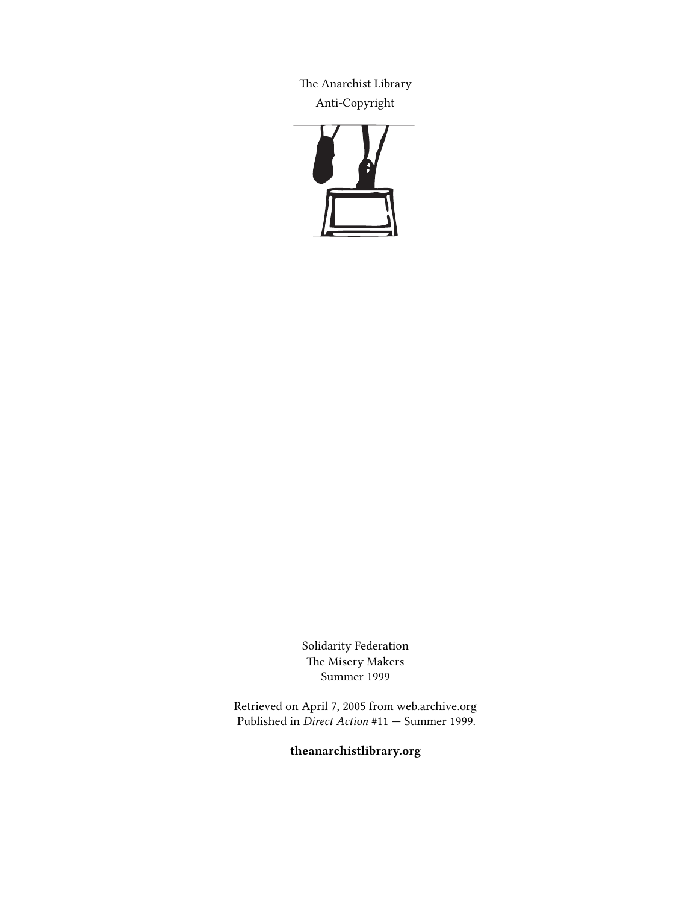The Anarchist Library
Anti-Copyright

Solidarity Federation
The Misery Makers
Summer 1999

Retrieved on April 7, 2005 from web.archive.org
Published in *Direct Action* #11 — Summer 1999.

**theanarchistlibrary.org**